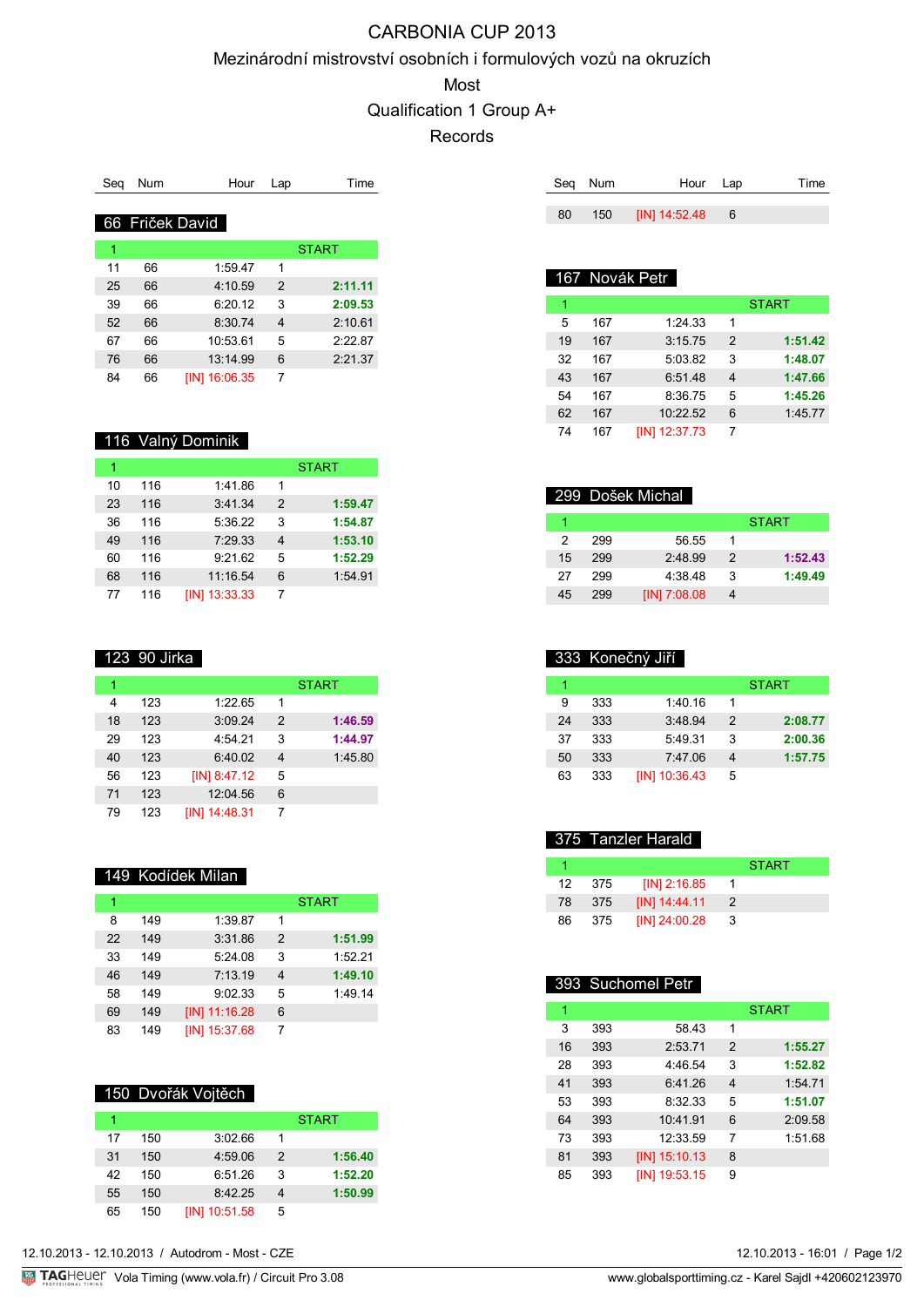# CARBONIA CUP 2013

## Mezinárodní mistrovství osobních i formulových vozů na okruzích

## Most

## Qualification 1 Group A+

## Records

### 66 Friček David

| Seq | Num | Hour | Lap | Time |
|---|---|---|---|---|
| 1 | | | | START |
| 11 | 66 | 1:59.47 | 1 | |
| 25 | 66 | 4:10.59 | 2 | **2:11.11** |
| 39 | 66 | 6:20.12 | 3 | **2:09.53** |
| 52 | 66 | 8:30.74 | 4 | 2:10.61 |
| 67 | 66 | 10:53.61 | 5 | 2:22.87 |
| 76 | 66 | 13:14.99 | 6 | 2:21.37 |
| 84 | 66 | [IN] 16:06.35 | 7 | |

### 116 Valný Dominik

| Seq | Num | Hour | Lap | Time |
|---|---|---|---|---|
| 1 | | | | START |
| 10 | 116 | 1:41.86 | 1 | |
| 23 | 116 | 3:41.34 | 2 | **1:59.47** |
| 36 | 116 | 5:36.22 | 3 | **1:54.87** |
| 49 | 116 | 7:29.33 | 4 | **1:53.10** |
| 60 | 116 | 9:21.62 | 5 | **1:52.29** |
| 68 | 116 | 11:16.54 | 6 | 1:54.91 |
| 77 | 116 | [IN] 13:33.33 | 7 | |

### 123 90 Jirka

| Seq | Num | Hour | Lap | Time |
|---|---|---|---|---|
| 1 | | | | START |
| 4 | 123 | 1:22.65 | 1 | |
| 18 | 123 | 3:09.24 | 2 | **1:46.59** |
| 29 | 123 | 4:54.21 | 3 | **1:44.97** |
| 40 | 123 | 6:40.02 | 4 | 1:45.80 |
| 56 | 123 | [IN] 8:47.12 | 5 | |
| 71 | 123 | 12:04.56 | 6 | |
| 79 | 123 | [IN] 14:48.31 | 7 | |

### 149 Kodídek Milan

| Seq | Num | Hour | Lap | Time |
|---|---|---|---|---|
| 1 | | | | START |
| 8 | 149 | 1:39.87 | 1 | |
| 22 | 149 | 3:31.86 | 2 | **1:51.99** |
| 33 | 149 | 5:24.08 | 3 | 1:52.21 |
| 46 | 149 | 7:13.19 | 4 | **1:49.10** |
| 58 | 149 | 9:02.33 | 5 | 1:49.14 |
| 69 | 149 | [IN] 11:16.28 | 6 | |
| 83 | 149 | [IN] 15:37.68 | 7 | |

### 150 Dvořák Vojtěch

| Seq | Num | Hour | Lap | Time |
|---|---|---|---|---|
| 1 | | | | START |
| 17 | 150 | 3:02.66 | 1 | |
| 31 | 150 | 4:59.06 | 2 | **1:56.40** |
| 42 | 150 | 6:51.26 | 3 | **1:52.20** |
| 55 | 150 | 8:42.25 | 4 | **1:50.99** |
| 65 | 150 | [IN] 10:51.58 | 5 | |
| 80 | 150 | [IN] 14:52.48 | 6 | |

### 167 Novák Petr

| Seq | Num | Hour | Lap | Time |
|---|---|---|---|---|
| 1 | | | | START |
| 5 | 167 | 1:24.33 | 1 | |
| 19 | 167 | 3:15.75 | 2 | **1:51.42** |
| 32 | 167 | 5:03.82 | 3 | **1:48.07** |
| 43 | 167 | 6:51.48 | 4 | **1:47.66** |
| 54 | 167 | 8:36.75 | 5 | **1:45.26** |
| 62 | 167 | 10:22.52 | 6 | 1:45.77 |
| 74 | 167 | [IN] 12:37.73 | 7 | |

### 299 Došek Michal

| Seq | Num | Hour | Lap | Time |
|---|---|---|---|---|
| 1 | | | | START |
| 2 | 299 | 56.55 | 1 | |
| 15 | 299 | 2:48.99 | 2 | **1:52.43** |
| 27 | 299 | 4:38.48 | 3 | **1:49.49** |
| 45 | 299 | [IN] 7:08.08 | 4 | |

### 333 Konečný Jiří

| Seq | Num | Hour | Lap | Time |
|---|---|---|---|---|
| 1 | | | | START |
| 9 | 333 | 1:40.16 | 1 | |
| 24 | 333 | 3:48.94 | 2 | **2:08.77** |
| 37 | 333 | 5:49.31 | 3 | **2:00.36** |
| 50 | 333 | 7:47.06 | 4 | **1:57.75** |
| 63 | 333 | [IN] 10:36.43 | 5 | |

### 375 Tanzler Harald

| Seq | Num | Hour | Lap | Time |
|---|---|---|---|---|
| 1 | | | | START |
| 12 | 375 | [IN] 2:16.85 | 1 | |
| 78 | 375 | [IN] 14:44.11 | 2 | |
| 86 | 375 | [IN] 24:00.28 | 3 | |

### 393 Suchomel Petr

| Seq | Num | Hour | Lap | Time |
|---|---|---|---|---|
| 1 | | | | START |
| 3 | 393 | 58.43 | 1 | |
| 16 | 393 | 2:53.71 | 2 | **1:55.27** |
| 28 | 393 | 4:46.54 | 3 | **1:52.82** |
| 41 | 393 | 6:41.26 | 4 | 1:54.71 |
| 53 | 393 | 8:32.33 | 5 | **1:51.07** |
| 64 | 393 | 10:41.91 | 6 | 2:09.58 |
| 73 | 393 | 12:33.59 | 7 | 1:51.68 |
| 81 | 393 | [IN] 15:10.13 | 8 | |
| 85 | 393 | [IN] 19:53.15 | 9 | |

12.10.2013 - 12.10.2013 / Autodrom - Most - CZE

12.10.2013 - 16:01

TAGHeuer Vola Timing (www.vola.fr) / Circuit Pro 3.08

www.globalsporttiming.cz - Karel Sajdl +420602123970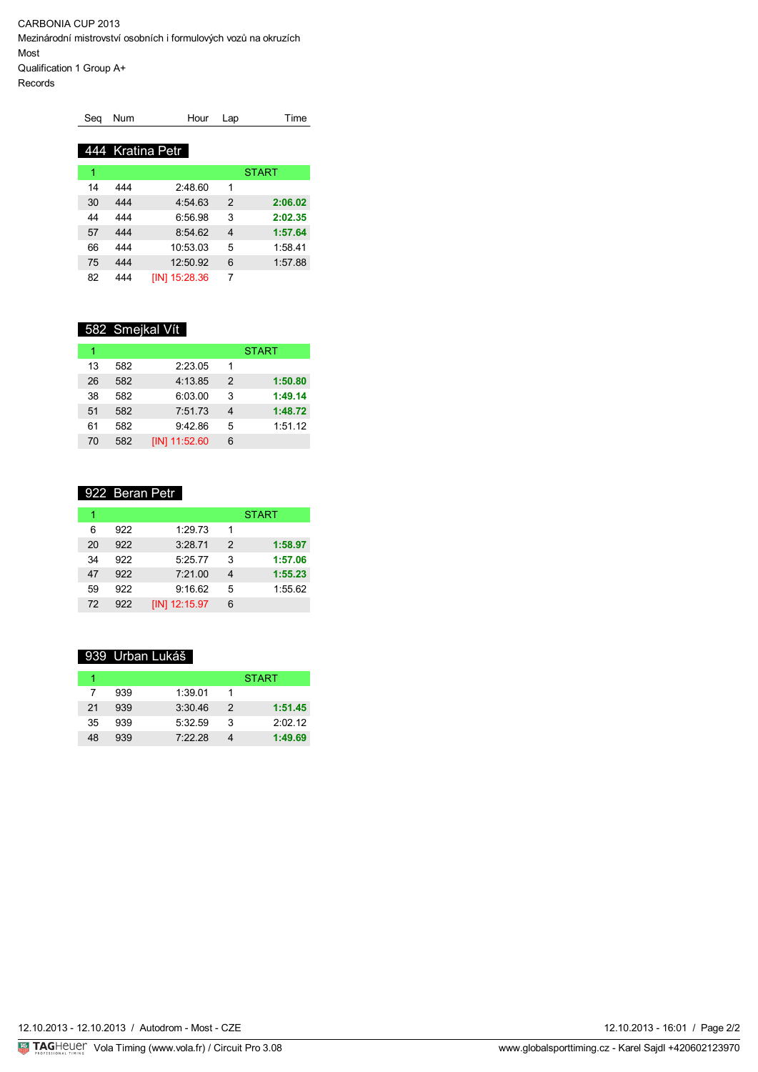CARBONIA CUP 2013

Mezinárodní mistrovství osobních i formulových vozů na okruzích

Most

Qualification 1 Group A+

Records

## 444 Kratina Petr

| Seq | Num | Hour | Lap | Time |
|---|---|---|---|---|
| 1 | | | | START |
| 14 | 444 | 2:48.60 | 1 | |
| 30 | 444 | 4:54.63 | 2 | **2:06.02** |
| 44 | 444 | 6:56.98 | 3 | **2:02.35** |
| 57 | 444 | 8:54.62 | 4 | **1:57.64** |
| 66 | 444 | 10:53.03 | 5 | 1:58.41 |
| 75 | 444 | 12:50.92 | 6 | 1:57.88 |
| 82 | 444 | [IN] 15:28.36 | 7 | |

## 582 Smejkal Vít

| Seq | Num | Hour | Lap | Time |
|---|---|---|---|---|
| 1 | | | | START |
| 13 | 582 | 2:23.05 | 1 | |
| 26 | 582 | 4:13.85 | 2 | **1:50.80** |
| 38 | 582 | 6:03.00 | 3 | **1:49.14** |
| 51 | 582 | 7:51.73 | 4 | **1:48.72** |
| 61 | 582 | 9:42.86 | 5 | 1:51.12 |
| 70 | 582 | [IN] 11:52.60 | 6 | |

## 922 Beran Petr

| Seq | Num | Hour | Lap | Time |
|---|---|---|---|---|
| 1 | | | | START |
| 6 | 922 | 1:29.73 | 1 | |
| 20 | 922 | 3:28.71 | 2 | **1:58.97** |
| 34 | 922 | 5:25.77 | 3 | **1:57.06** |
| 47 | 922 | 7:21.00 | 4 | **1:55.23** |
| 59 | 922 | 9:16.62 | 5 | 1:55.62 |
| 72 | 922 | [IN] 12:15.97 | 6 | |

## 939 Urban Lukáš

| Seq | Num | Hour | Lap | Time |
|---|---|---|---|---|
| 1 | | | | START |
| 7 | 939 | 1:39.01 | 1 | |
| 21 | 939 | 3:30.46 | 2 | **1:51.45** |
| 35 | 939 | 5:32.59 | 3 | 2:02.12 |
| 48 | 939 | 7:22.28 | 4 | **1:49.69** |

12.10.2013 - 12.10.2013 / Autodrom - Most - CZE

12.10.2013 - 16:01

Vola Timing (www.vola.fr) / Circuit Pro 3.08

www.globalsporttiming.cz - Karel Sajdl +420602123970